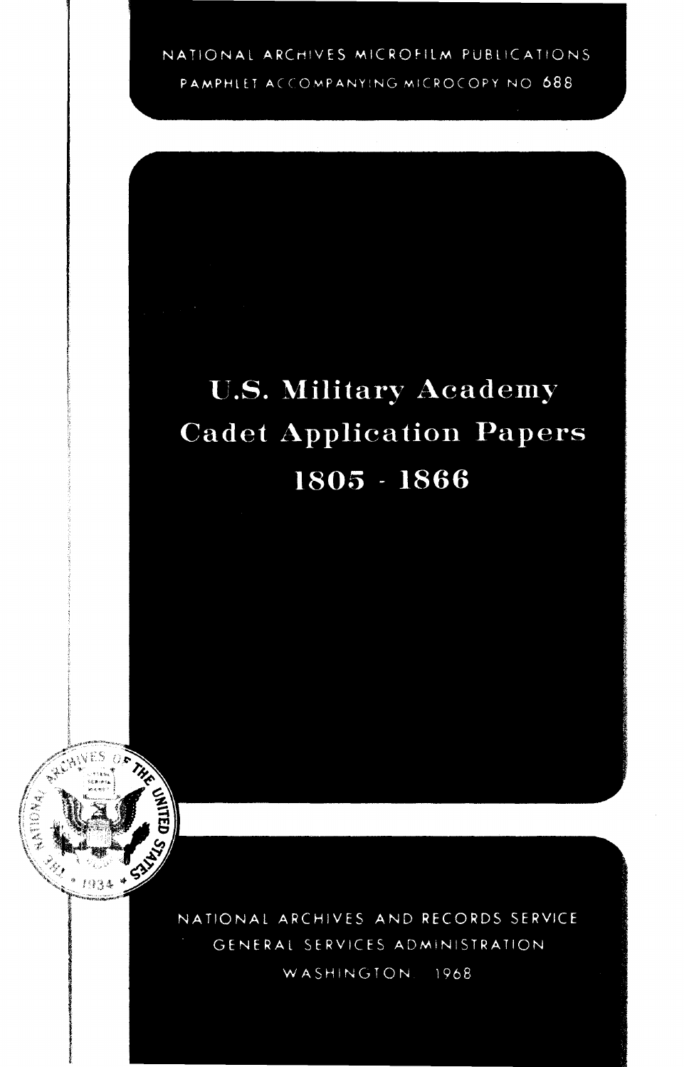NATIONAL ARCHIVES MICROFILM PUBLICATIONS

PAMPHLET ACCOMPANYING MICROCOPY NO. 688

# U.S. Military Academy Cadet Application Papers 1805 - 1866

NATIONAL ARCHIVES AND RECORDS SERVICE

GENERAL SERVICES ADMINISTRATION

WASHINGTON: 1968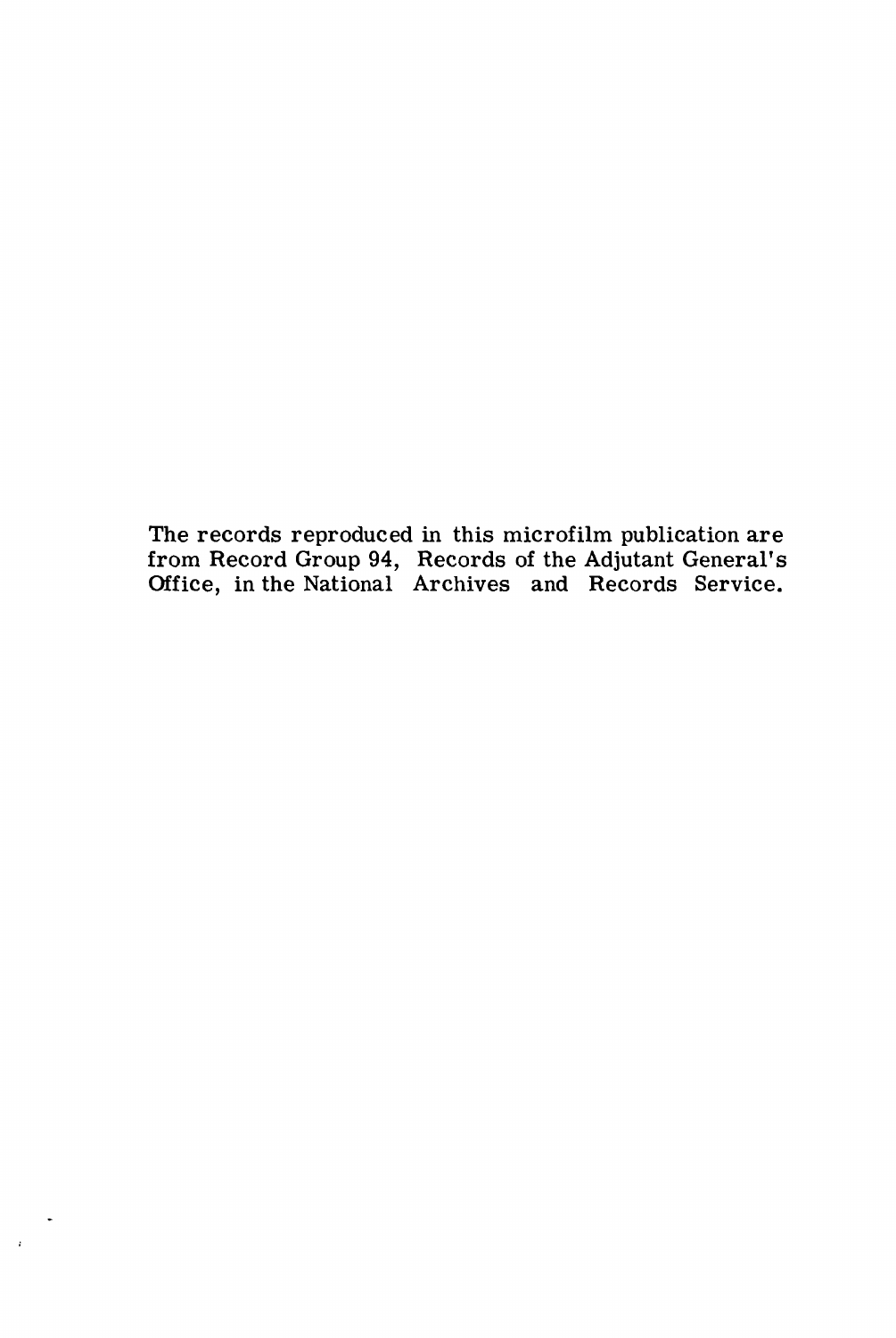The records reproduced in this microfilm publication are from Record Group 94, Records of the Adjutant General's Office, in the National Archives and Records Service.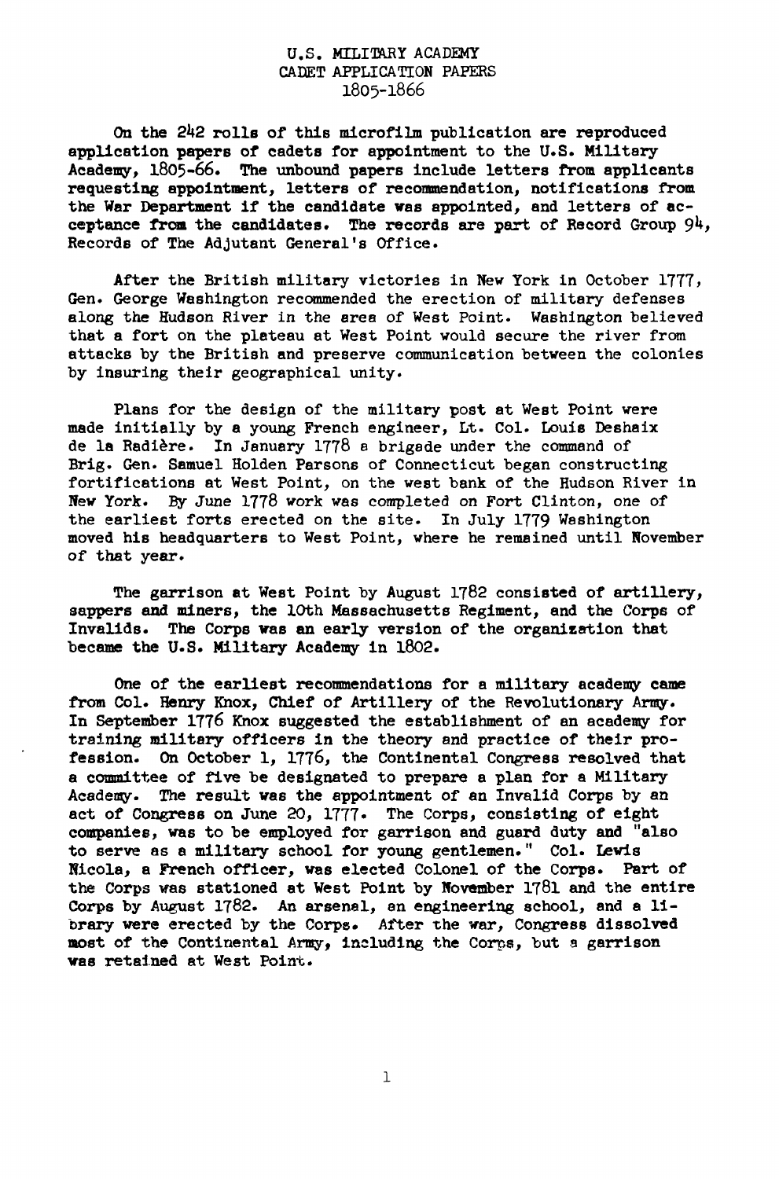# U.S. MILITARY ACADEMY
## CADET APPLICATION PAPERS
## 1805-1866

On the 242 rolls of this microfilm publication are reproduced application papers of cadets for appointment to the U.S. Military Academy, 1805-66. The unbound papers include letters from applicants requesting appointment, letters of recommendation, notifications from the War Department if the candidate was appointed, and letters of acceptance from the candidates. The records are part of Record Group 94, Records of The Adjutant General's Office.

After the British military victories in New York in October 1777, Gen. George Washington recommended the erection of military defenses along the Hudson River in the area of West Point. Washington believed that a fort on the plateau at West Point would secure the river from attacks by the British and preserve communication between the colonies by insuring their geographical unity.

Plans for the design of the military post at West Point were made initially by a young French engineer, Lt. Col. Louis Deshaix de la Radière. In January 1778 a brigade under the command of Brig. Gen. Samuel Holden Parsons of Connecticut began constructing fortifications at West Point, on the west bank of the Hudson River in New York. By June 1778 work was completed on Fort Clinton, one of the earliest forts erected on the site. In July 1779 Washington moved his headquarters to West Point, where he remained until November of that year.

The garrison at West Point by August 1782 consisted of artillery, sappers and miners, the 10th Massachusetts Regiment, and the Corps of Invalids. The Corps was an early version of the organization that became the U.S. Military Academy in 1802.

One of the earliest recommendations for a military academy came from Col. Henry Knox, Chief of Artillery of the Revolutionary Army. In September 1776 Knox suggested the establishment of an academy for training military officers in the theory and practice of their profession. On October 1, 1776, the Continental Congress resolved that a committee of five be designated to prepare a plan for a Military Academy. The result was the appointment of an Invalid Corps by an act of Congress on June 20, 1777. The Corps, consisting of eight companies, was to be employed for garrison and guard duty and "also to serve as a military school for young gentlemen." Col. Lewis Nicola, a French officer, was elected Colonel of the Corps. Part of the Corps was stationed at West Point by November 1781 and the entire Corps by August 1782. An arsenal, an engineering school, and a library were erected by the Corps. After the war, Congress dissolved most of the Continental Army, including the Corps, but a garrison was retained at West Point.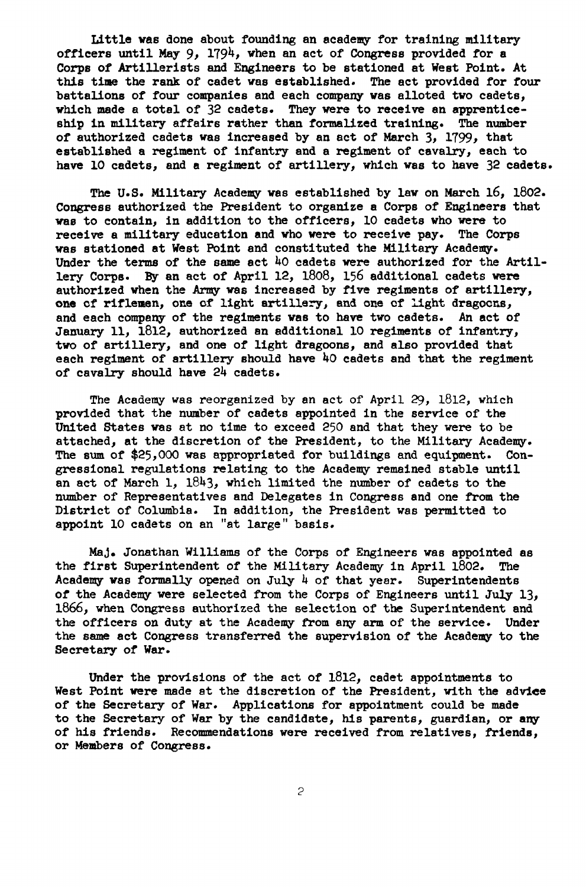Little was done about founding an academy for training military officers until May 9, 1794, when an act of Congress provided for a Corps of Artillerists and Engineers to be stationed at West Point. At this time the rank of cadet was established. The act provided for four battalions of four companies and each company was alloted two cadets, which made a total of 32 cadets. They were to receive an apprenticeship in military affairs rather than formalized training. The number of authorized cadets was increased by an act of March 3, 1799, that established a regiment of infantry and a regiment of cavalry, each to have 10 cadets, and a regiment of artillery, which was to have 32 cadets.

The U.S. Military Academy was established by law on March 16, 1802. Congress authorized the President to organize a Corps of Engineers that was to contain, in addition to the officers, 10 cadets who were to receive a military education and who were to receive pay. The Corps was stationed at West Point and constituted the Military Academy. Under the terms of the same act 40 cadets were authorized for the Artillery Corps. By an act of April 12, 1808, 156 additional cadets were authorized when the Army was increased by five regiments of artillery, one of riflemen, one of light artillery, and one of light dragoons, and each company of the regiments was to have two cadets. An act of January 11, 1812, authorized an additional 10 regiments of infantry, two of artillery, and one of light dragoons, and also provided that each regiment of artillery should have 40 cadets and that the regiment of cavalry should have 24 cadets.

The Academy was reorganized by an act of April 29, 1812, which provided that the number of cadets appointed in the service of the United States was at no time to exceed 250 and that they were to be attached, at the discretion of the President, to the Military Academy. The sum of $25,000 was appropriated for buildings and equipment. Congressional regulations relating to the Academy remained stable until an act of March 1, 1843, which limited the number of cadets to the number of Representatives and Delegates in Congress and one from the District of Columbia. In addition, the President was permitted to appoint 10 cadets on an "at large" basis.

Maj. Jonathan Williams of the Corps of Engineers was appointed as the first Superintendent of the Military Academy in April 1802. The Academy was formally opened on July 4 of that year. Superintendents of the Academy were selected from the Corps of Engineers until July 13, 1866, when Congress authorized the selection of the Superintendent and the officers on duty at the Academy from any arm of the service. Under the same act Congress transferred the supervision of the Academy to the Secretary of War.

Under the provisions of the act of 1812, cadet appointments to West Point were made at the discretion of the President, with the advice of the Secretary of War. Applications for appointment could be made to the Secretary of War by the candidate, his parents, guardian, or any of his friends. Recommendations were received from relatives, friends, or Members of Congress.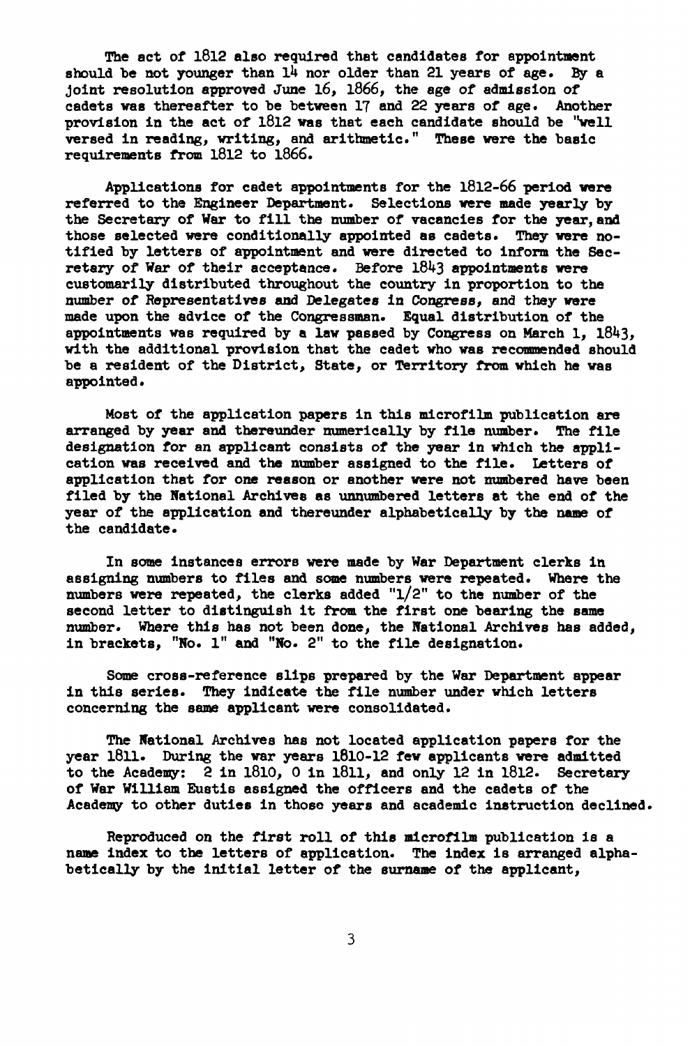The act of 1812 also required that candidates for appointment should be not younger than 14 nor older than 21 years of age. By a joint resolution approved June 16, 1866, the age of admission of cadets was thereafter to be between 17 and 22 years of age. Another provision in the act of 1812 was that each candidate should be "well versed in reading, writing, and arithmetic." These were the basic requirements from 1812 to 1866.

Applications for cadet appointments for the 1812-66 period were referred to the Engineer Department. Selections were made yearly by the Secretary of War to fill the number of vacancies for the year, and those selected were conditionally appointed as cadets. They were notified by letters of appointment and were directed to inform the Secretary of War of their acceptance. Before 1843 appointments were customarily distributed throughout the country in proportion to the number of Representatives and Delegates in Congress, and they were made upon the advice of the Congressman. Equal distribution of the appointments was required by a law passed by Congress on March 1, 1843, with the additional provision that the cadet who was recommended should be a resident of the District, State, or Territory from which he was appointed.

Most of the application papers in this microfilm publication are arranged by year and thereunder numerically by file number. The file designation for an applicant consists of the year in which the application was received and the number assigned to the file. Letters of application that for one reason or another were not numbered have been filed by the National Archives as unnumbered letters at the end of the year of the application and thereunder alphabetically by the name of the candidate.

In some instances errors were made by War Department clerks in assigning numbers to files and some numbers were repeated. Where the numbers were repeated, the clerks added "1/2" to the number of the second letter to distinguish it from the first one bearing the same number. Where this has not been done, the National Archives has added, in brackets, "No. 1" and "No. 2" to the file designation.

Some cross-reference slips prepared by the War Department appear in this series. They indicate the file number under which letters concerning the same applicant were consolidated.

The National Archives has not located application papers for the year 1811. During the war years 1810-12 few applicants were admitted to the Academy: 2 in 1810, 0 in 1811, and only 12 in 1812. Secretary of War William Eustis assigned the officers and the cadets of the Academy to other duties in those years and academic instruction declined.

Reproduced on the first roll of this microfilm publication is a name index to the letters of application. The index is arranged alphabetically by the initial letter of the surname of the applicant,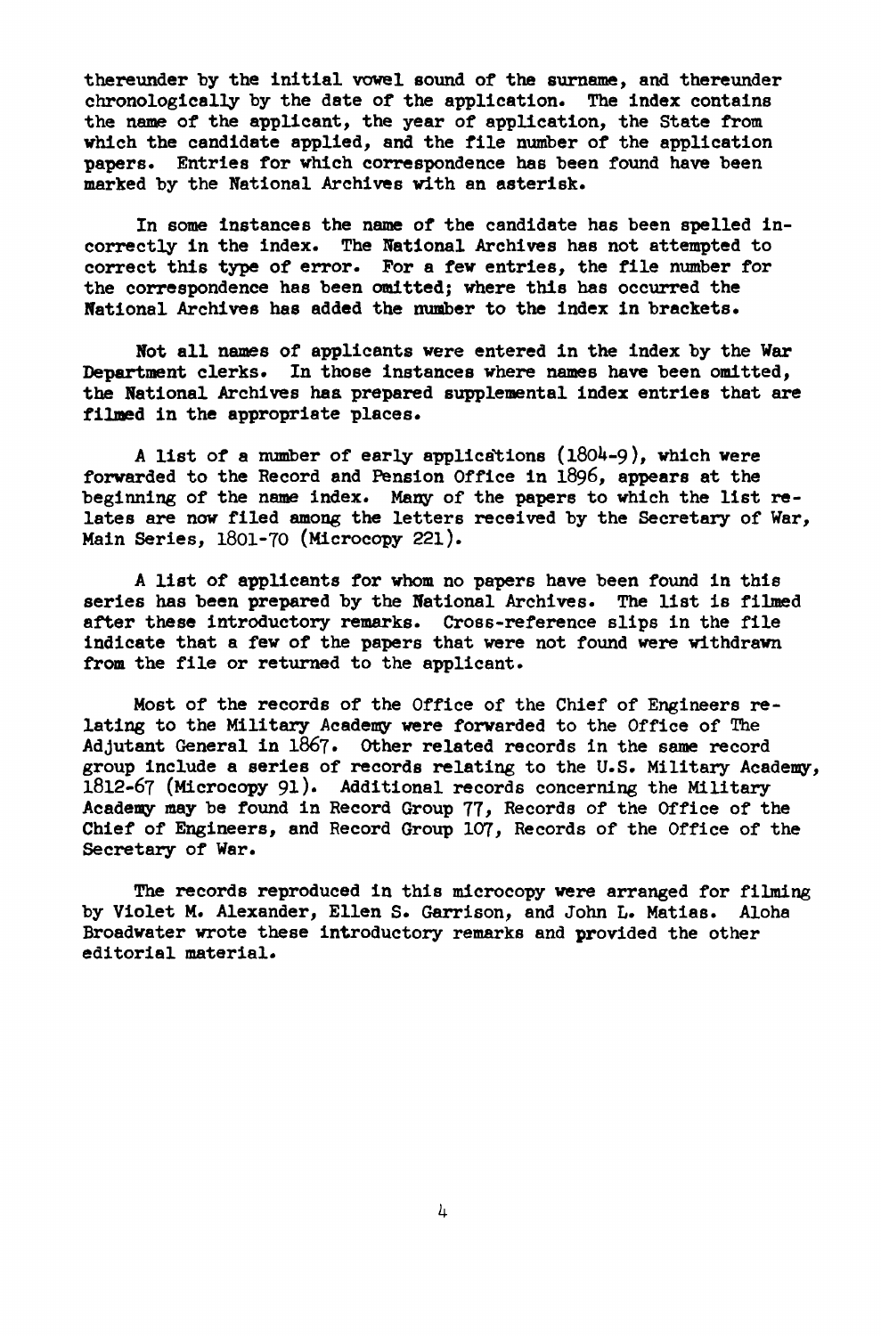thereunder by the initial vowel sound of the surname, and thereunder chronologically by the date of the application. The index contains the name of the applicant, the year of application, the State from which the candidate applied, and the file number of the application papers. Entries for which correspondence has been found have been marked by the National Archives with an asterisk.

In some instances the name of the candidate has been spelled incorrectly in the index. The National Archives has not attempted to correct this type of error. For a few entries, the file number for the correspondence has been omitted; where this has occurred the National Archives has added the number to the index in brackets.

Not all names of applicants were entered in the index by the War Department clerks. In those instances where names have been omitted, the National Archives has prepared supplemental index entries that are filmed in the appropriate places.

A list of a number of early applications (1804-9), which were forwarded to the Record and Pension Office in 1896, appears at the beginning of the name index. Many of the papers to which the list relates are now filed among the letters received by the Secretary of War, Main Series, 1801-70 (Microcopy 221).

A list of applicants for whom no papers have been found in this series has been prepared by the National Archives. The list is filmed after these introductory remarks. Cross-reference slips in the file indicate that a few of the papers that were not found were withdrawn from the file or returned to the applicant.

Most of the records of the Office of the Chief of Engineers relating to the Military Academy were forwarded to the Office of The Adjutant General in 1867. Other related records in the same record group include a series of records relating to the U.S. Military Academy, 1812-67 (Microcopy 91). Additional records concerning the Military Academy may be found in Record Group 77, Records of the Office of the Chief of Engineers, and Record Group 107, Records of the Office of the Secretary of War.

The records reproduced in this microcopy were arranged for filming by Violet M. Alexander, Ellen S. Garrison, and John L. Matias. Aloha Broadwater wrote these introductory remarks and provided the other editorial material.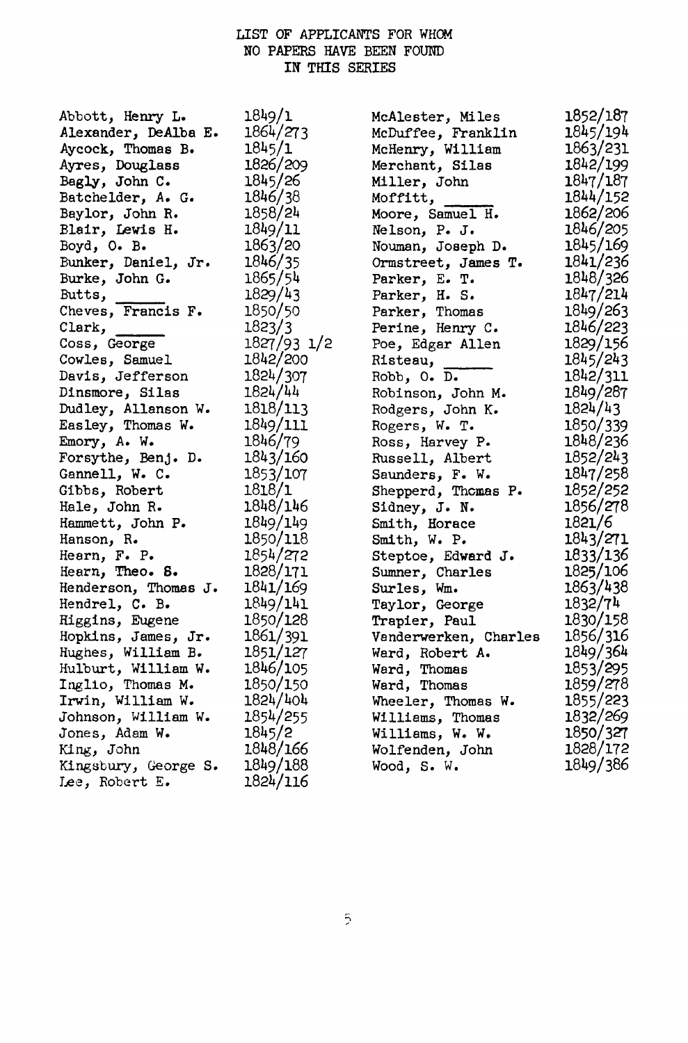# LIST OF APPLICANTS FOR WHOM NO PAPERS HAVE BEEN FOUND IN THIS SERIES

| Name | Number |
|---|---|
| Abbott, Henry L. | 1849/1 |
| Alexander, DeAlba E. | 1864/273 |
| Aycock, Thomas B. | 1845/1 |
| Ayres, Douglass | 1826/209 |
| Bagly, John C. | 1845/26 |
| Batchelder, A. G. | 1846/38 |
| Baylor, John R. | 1858/24 |
| Blair, Lewis H. | 1849/11 |
| Boyd, O. B. | 1863/20 |
| Bunker, Daniel, Jr. | 1846/35 |
| Burke, John G. | 1865/54 |
| Butts, _____ | 1829/43 |
| Cheves, Francis F. | 1850/50 |
| Clark, _____ | 1823/3 |
| Coss, George | 1827/93 1/2 |
| Cowles, Samuel | 1842/200 |
| Davis, Jefferson | 1824/307 |
| Dinsmore, Silas | 1824/44 |
| Dudley, Allanson W. | 1818/113 |
| Easley, Thomas W. | 1849/111 |
| Emory, A. W. | 1846/79 |
| Forsythe, Benj. D. | 1843/160 |
| Gannell, W. C. | 1853/107 |
| Gibbs, Robert | 1818/1 |
| Hale, John R. | 1848/146 |
| Hammett, John P. | 1849/149 |
| Hanson, R. | 1850/118 |
| Hearn, F. P. | 1854/272 |
| Hearn, Theo. S. | 1828/171 |
| Henderson, Thomas J. | 1841/169 |
| Hendrel, C. B. | 1849/141 |
| Higgins, Eugene | 1850/128 |
| Hopkins, James, Jr. | 1861/391 |
| Hughes, William B. | 1851/127 |
| Hulburt, William W. | 1846/105 |
| Inglio, Thomas M. | 1850/150 |
| Irwin, William W. | 1824/404 |
| Johnson, William W. | 1854/255 |
| Jones, Adam W. | 1845/2 |
| King, John | 1848/166 |
| Kingsbury, George S. | 1849/188 |
| Lee, Robert E. | 1824/116 |
| McAlester, Miles | 1852/187 |
| McDuffee, Franklin | 1845/194 |
| McHenry, William | 1863/231 |
| Merchant, Silas | 1842/199 |
| Miller, John | 1847/187 |
| Moffitt, _____ | 1844/152 |
| Moore, Samuel H. | 1862/206 |
| Nelson, P. J. | 1846/205 |
| Nouman, Joseph D. | 1845/169 |
| Ormstreet, James T. | 1841/236 |
| Parker, E. T. | 1848/326 |
| Parker, H. S. | 1847/214 |
| Parker, Thomas | 1849/263 |
| Perine, Henry C. | 1846/223 |
| Poe, Edgar Allen | 1829/156 |
| Risteau, _____ | 1845/243 |
| Robb, O. D. | 1842/311 |
| Robinson, John M. | 1849/287 |
| Rodgers, John K. | 1824/43 |
| Rogers, W. T. | 1850/339 |
| Ross, Harvey P. | 1848/236 |
| Russell, Albert | 1852/243 |
| Saunders, F. W. | 1847/258 |
| Shepperd, Thomas P. | 1852/252 |
| Sidney, J. N. | 1856/278 |
| Smith, Horace | 1821/6 |
| Smith, W. P. | 1843/271 |
| Steptoe, Edward J. | 1833/136 |
| Sumner, Charles | 1825/106 |
| Surles, Wm. | 1863/438 |
| Taylor, George | 1832/74 |
| Trapier, Paul | 1830/158 |
| Vanderwerken, Charles | 1856/316 |
| Ward, Robert A. | 1849/364 |
| Ward, Thomas | 1853/295 |
| Ward, Thomas | 1859/278 |
| Wheeler, Thomas W. | 1855/223 |
| Williams, Thomas | 1832/269 |
| Williams, W. W. | 1850/327 |
| Wolfenden, John | 1828/172 |
| Wood, S. W. | 1849/386 |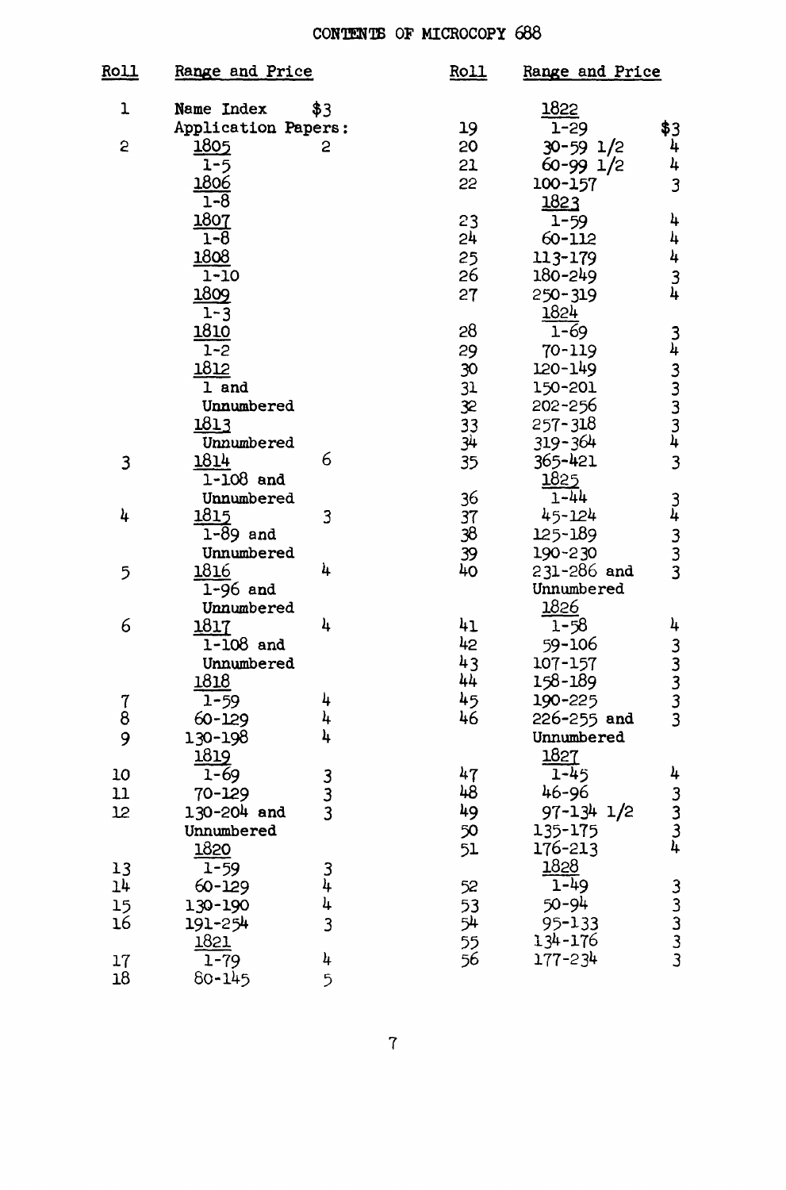# CONTENTS OF MICROCOPY 688

| Roll | Range and Price | |
|---|---|---|
| 1 | Name Index | $3 |
| | Application Papers: | |
| 2 | 1805 | 2 |
| | 1-5 | |
| | 1806 | |
| | 1-8 | |
| | 1807 | |
| | 1-8 | |
| | 1808 | |
| | 1-10 | |
| | 1809 | |
| | 1-3 | |
| | 1810 | |
| | 1-2 | |
| | 1812 | |
| | 1 and Unnumbered | |
| | 1813 | |
| | Unnumbered | |
| 3 | 1814 | 6 |
| | 1-108 and Unnumbered | |
| 4 | 1815 | 3 |
| | 1-89 and Unnumbered | |
| 5 | 1816 | 4 |
| | 1-96 and Unnumbered | |
| 6 | 1817 | 4 |
| | 1-108 and Unnumbered | |
| | 1818 | |
| 7 | 1-59 | 4 |
| 8 | 60-129 | 4 |
| 9 | 130-198 | 4 |
| | 1819 | |
| 10 | 1-69 | 3 |
| 11 | 70-129 | 3 |
| 12 | 130-204 and Unnumbered | 3 |
| | 1820 | |
| 13 | 1-59 | 3 |
| 14 | 60-129 | 4 |
| 15 | 130-190 | 4 |
| 16 | 191-254 | 3 |
| | 1821 | |
| 17 | 1-79 | 4 |
| 18 | 80-145 | 5 |
| | 1822 | |
| 19 | 1-29 | $3 |
| 20 | 30-59 1/2 | 4 |
| 21 | 60-99 1/2 | 4 |
| 22 | 100-157 | 3 |
| | 1823 | |
| 23 | 1-59 | 4 |
| 24 | 60-112 | 4 |
| 25 | 113-179 | 4 |
| 26 | 180-249 | 3 |
| 27 | 250-319 | 4 |
| | 1824 | |
| 28 | 1-69 | 3 |
| 29 | 70-119 | 4 |
| 30 | 120-149 | 3 |
| 31 | 150-201 | 3 |
| 32 | 202-256 | 3 |
| 33 | 257-318 | 3 |
| 34 | 319-364 | 4 |
| 35 | 365-421 | 3 |
| | 1825 | |
| 36 | 1-44 | 3 |
| 37 | 45-124 | 4 |
| 38 | 125-189 | 3 |
| 39 | 190-230 | 3 |
| 40 | 231-286 and Unnumbered | 3 |
| | 1826 | |
| 41 | 1-58 | 4 |
| 42 | 59-106 | 3 |
| 43 | 107-157 | 3 |
| 44 | 158-189 | 3 |
| 45 | 190-225 | 3 |
| 46 | 226-255 and Unnumbered | 3 |
| | 1827 | |
| 47 | 1-45 | 4 |
| 48 | 46-96 | 3 |
| 49 | 97-134 1/2 | 3 |
| 50 | 135-175 | 3 |
| 51 | 176-213 | 4 |
| | 1828 | |
| 52 | 1-49 | 3 |
| 53 | 50-94 | 3 |
| 54 | 95-133 | 3 |
| 55 | 134-176 | 3 |
| 56 | 177-234 | 3 |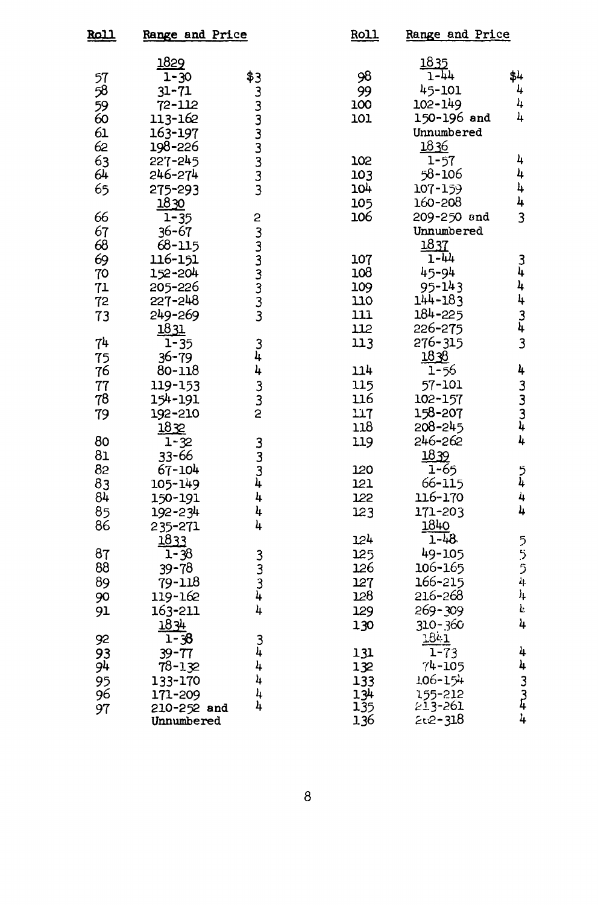| Roll | Range and Price | |
|---|---|---|
| | **1829** | |
| 57 | 1-30 | $3 |
| 58 | 31-71 | 3 |
| 59 | 72-112 | 3 |
| 60 | 113-162 | 3 |
| 61 | 163-197 | 3 |
| 62 | 198-226 | 3 |
| 63 | 227-245 | 3 |
| 64 | 246-274 | 3 |
| 65 | 275-293 | 3 |
| | **1830** | |
| 66 | 1-35 | 2 |
| 67 | 36-67 | 3 |
| 68 | 68-115 | 3 |
| 69 | 116-151 | 3 |
| 70 | 152-204 | 3 |
| 71 | 205-226 | 3 |
| 72 | 227-248 | 3 |
| 73 | 249-269 | 3 |
| | **1831** | |
| 74 | 1-35 | 3 |
| 75 | 36-79 | 4 |
| 76 | 80-118 | 4 |
| 77 | 119-153 | 3 |
| 78 | 154-191 | 3 |
| 79 | 192-210 | 2 |
| | **1832** | |
| 80 | 1-32 | 3 |
| 81 | 33-66 | 3 |
| 82 | 67-104 | 3 |
| 83 | 105-149 | 4 |
| 84 | 150-191 | 4 |
| 85 | 192-234 | 4 |
| 86 | 235-271 | 4 |
| | **1833** | |
| 87 | 1-38 | 3 |
| 88 | 39-78 | 3 |
| 89 | 79-118 | 3 |
| 90 | 119-162 | 4 |
| 91 | 163-211 | 4 |
| | **1834** | |
| 92 | 1-38 | 3 |
| 93 | 39-77 | 4 |
| 94 | 78-132 | 4 |
| 95 | 133-170 | 4 |
| 96 | 171-209 | 4 |
| 97 | 210-252 and Unnumbered | 4 |

| Roll | Range and Price | |
|---|---|---|
| | **1835** | |
| 98 | 1-44 | $4 |
| 99 | 45-101 | 4 |
| 100 | 102-149 | 4 |
| 101 | 150-196 and Unnumbered | 4 |
| | **1836** | |
| 102 | 1-57 | 4 |
| 103 | 58-106 | 4 |
| 104 | 107-159 | 4 |
| 105 | 160-208 | 4 |
| 106 | 209-250 and Unnumbered | 3 |
| | **1837** | |
| 107 | 1-44 | 3 |
| 108 | 45-94 | 4 |
| 109 | 95-143 | 4 |
| 110 | 144-183 | 4 |
| 111 | 184-225 | 3 |
| 112 | 226-275 | 4 |
| 113 | 276-315 | 3 |
| | **1838** | |
| 114 | 1-56 | 4 |
| 115 | 57-101 | 3 |
| 116 | 102-157 | 3 |
| 117 | 158-207 | 3 |
| 118 | 208-245 | 4 |
| 119 | 246-262 | 4 |
| | **1839** | |
| 120 | 1-65 | 5 |
| 121 | 66-115 | 4 |
| 122 | 116-170 | 4 |
| 123 | 171-203 | 4 |
| | **1840** | |
| 124 | 1-48 | 5 |
| 125 | 49-105 | 5 |
| 126 | 106-165 | 5 |
| 127 | 166-215 | 4 |
| 128 | 216-268 | 4 |
| 129 | 269-309 | 4 |
| 130 | 310-360 | 4 |
| | **1841** | |
| 131 | 1-73 | 4 |
| 132 | 74-105 | 4 |
| 133 | 106-154 | 3 |
| 134 | 155-212 | 3 |
| 135 | 213-261 | 4 |
| 136 | 262-318 | 4 |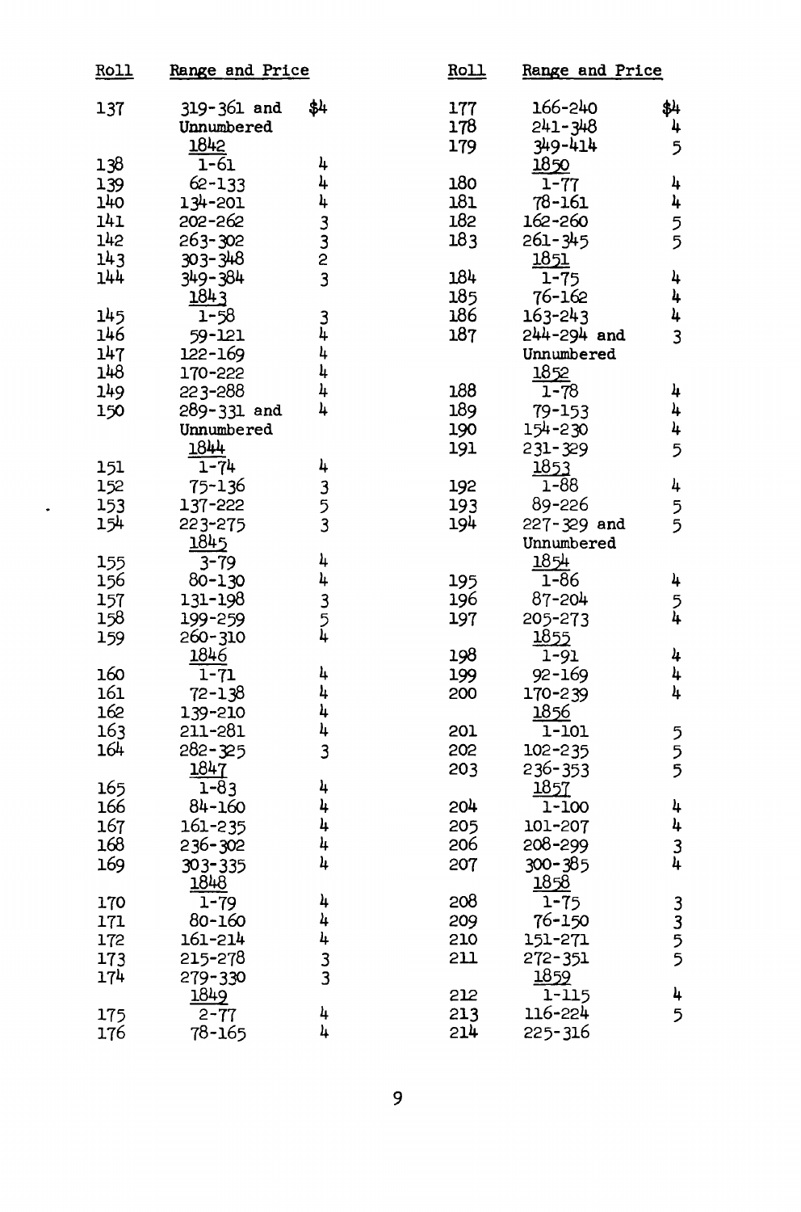| Roll | Range and Price | |
|---|---|---|
| 137 | 319-361 and Unnumbered | $4 |
| | 1842 | |
| 138 | 1-61 | 4 |
| 139 | 62-133 | 4 |
| 140 | 134-201 | 4 |
| 141 | 202-262 | 3 |
| 142 | 263-302 | 3 |
| 143 | 303-348 | 2 |
| 144 | 349-384 | 3 |
| | 1843 | |
| 145 | 1-58 | 3 |
| 146 | 59-121 | 4 |
| 147 | 122-169 | 4 |
| 148 | 170-222 | 4 |
| 149 | 223-288 | 4 |
| 150 | 289-331 and Unnumbered | 4 |
| | 1844 | |
| 151 | 1-74 | 4 |
| 152 | 75-136 | 3 |
| 153 | 137-222 | 5 |
| 154 | 223-275 | 3 |
| | 1845 | |
| 155 | 3-79 | 4 |
| 156 | 80-130 | 4 |
| 157 | 131-198 | 3 |
| 158 | 199-259 | 5 |
| 159 | 260-310 | 4 |
| | 1846 | |
| 160 | 1-71 | 4 |
| 161 | 72-138 | 4 |
| 162 | 139-210 | 4 |
| 163 | 211-281 | 4 |
| 164 | 282-325 | 3 |
| | 1847 | |
| 165 | 1-83 | 4 |
| 166 | 84-160 | 4 |
| 167 | 161-235 | 4 |
| 168 | 236-302 | 4 |
| 169 | 303-335 | 4 |
| | 1848 | |
| 170 | 1-79 | 4 |
| 171 | 80-160 | 4 |
| 172 | 161-214 | 4 |
| 173 | 215-278 | 3 |
| 174 | 279-330 | 3 |
| | 1849 | |
| 175 | 2-77 | 4 |
| 176 | 78-165 | 4 |

| Roll | Range and Price | |
|---|---|---|
| 177 | 166-240 | $4 |
| 178 | 241-348 | 4 |
| 179 | 349-414 | 5 |
| | 1850 | |
| 180 | 1-77 | 4 |
| 181 | 78-161 | 4 |
| 182 | 162-260 | 5 |
| 183 | 261-345 | 5 |
| | 1851 | |
| 184 | 1-75 | 4 |
| 185 | 76-162 | 4 |
| 186 | 163-243 | 4 |
| 187 | 244-294 and Unnumbered | 3 |
| | 1852 | |
| 188 | 1-78 | 4 |
| 189 | 79-153 | 4 |
| 190 | 154-230 | 4 |
| 191 | 231-329 | 5 |
| | 1853 | |
| 192 | 1-88 | 4 |
| 193 | 89-226 | 5 |
| 194 | 227-329 and Unnumbered | 5 |
| | 1854 | |
| 195 | 1-86 | 4 |
| 196 | 87-204 | 5 |
| 197 | 205-273 | 4 |
| | 1855 | |
| 198 | 1-91 | 4 |
| 199 | 92-169 | 4 |
| 200 | 170-239 | 4 |
| | 1856 | |
| 201 | 1-101 | 5 |
| 202 | 102-235 | 5 |
| 203 | 236-353 | 5 |
| | 1857 | |
| 204 | 1-100 | 4 |
| 205 | 101-207 | 4 |
| 206 | 208-299 | 3 |
| 207 | 300-385 | 4 |
| | 1858 | |
| 208 | 1-75 | 3 |
| 209 | 76-150 | 3 |
| 210 | 151-271 | 5 |
| 211 | 272-351 | 5 |
| | 1859 | |
| 212 | 1-115 | 4 |
| 213 | 116-224 | 5 |
| 214 | 225-316 | |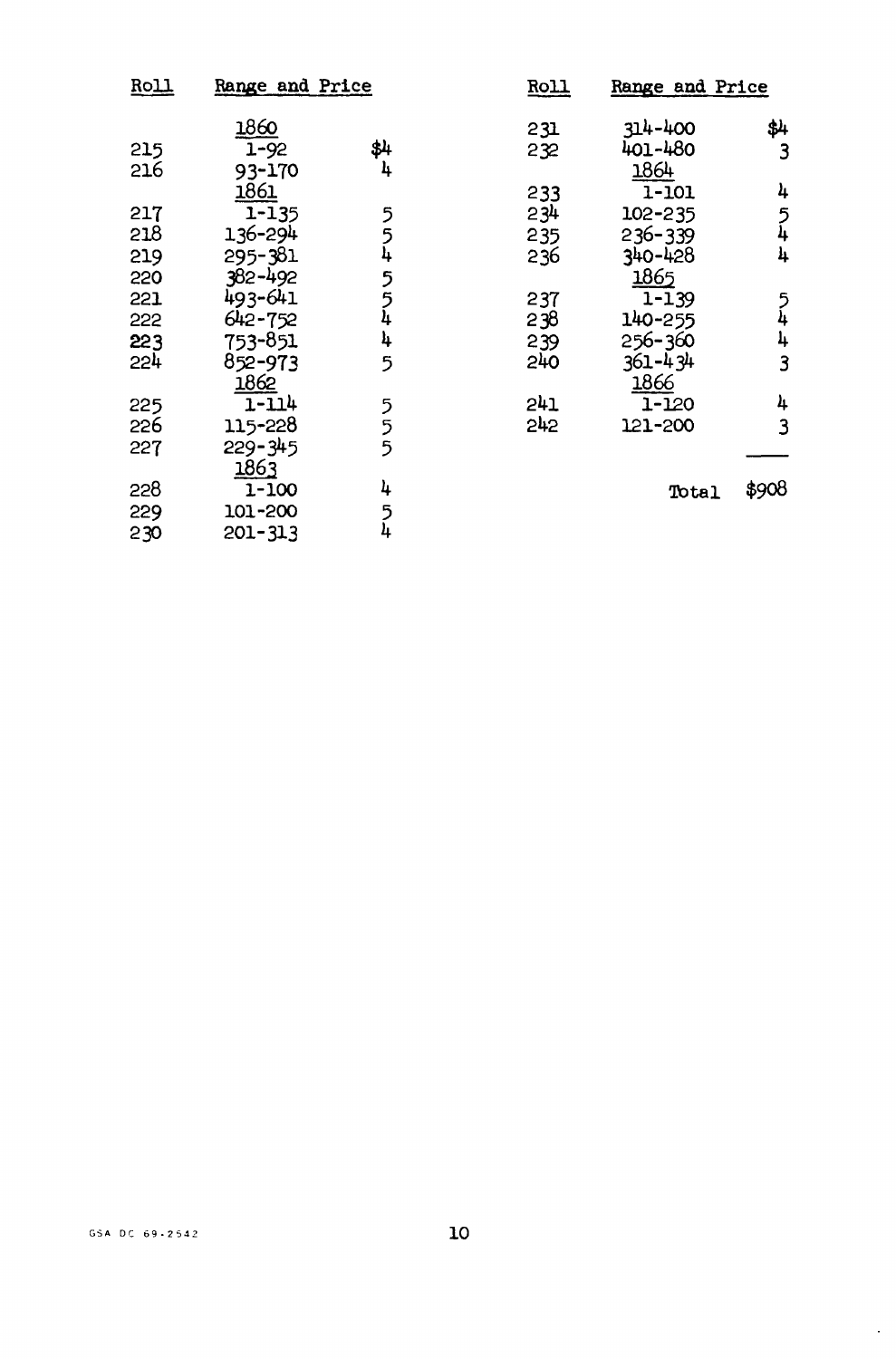| Roll | Range and Price | |
|---|---|---|
| | 1860 | |
| 215 | 1-92 | $4 |
| 216 | 93-170 | 4 |
| | 1861 | |
| 217 | 1-135 | 5 |
| 218 | 136-294 | 5 |
| 219 | 295-381 | 4 |
| 220 | 382-492 | 5 |
| 221 | 493-641 | 5 |
| 222 | 642-752 | 4 |
| 223 | 753-851 | 4 |
| 224 | 852-973 | 5 |
| | 1862 | |
| 225 | 1-114 | 5 |
| 226 | 115-228 | 5 |
| 227 | 229-345 | 5 |
| | 1863 | |
| 228 | 1-100 | 4 |
| 229 | 101-200 | 5 |
| 230 | 201-313 | 4 |
| 231 | 314-400 | $4 |
| 232 | 401-480 | 3 |
| | 1864 | |
| 233 | 1-101 | 4 |
| 234 | 102-235 | 5 |
| 235 | 236-339 | 4 |
| 236 | 340-428 | 4 |
| | 1865 | |
| 237 | 1-139 | 5 |
| 238 | 140-255 | 4 |
| 239 | 256-360 | 4 |
| 240 | 361-434 | 3 |
| | 1866 | |
| 241 | 1-120 | 4 |
| 242 | 121-200 | 3 |
| | Total | $908 |